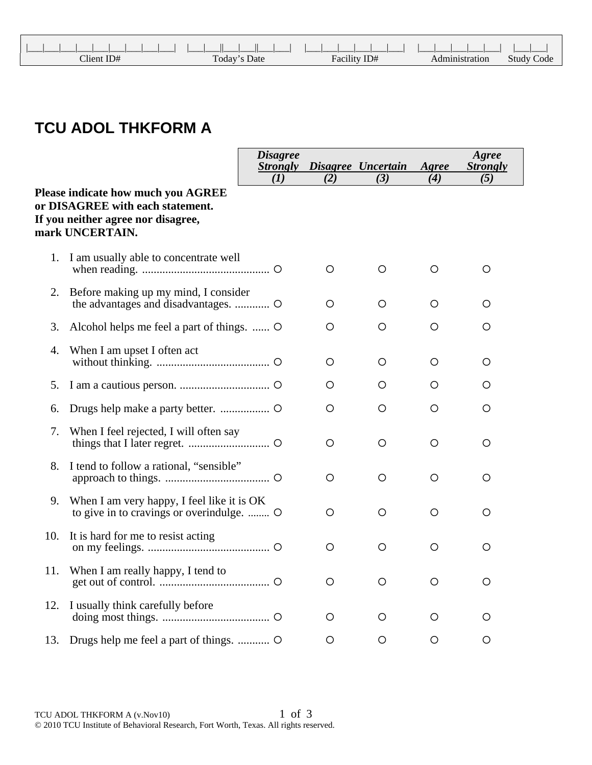| Client ID# | Today's Date | Facility ID# | Administration | Study Code |
|---|---|---|---|---|
| \_\_\_\|\_\_\_\|\_\_\_\|\_\_\_\|\_\_\_\|\_\_\_\|\_\_\_\|\_\_\_\|\_\_\_ | \_\_\_\|\_\_\_\|\|\_\_\_\|\_\_\_\|\|\_\_\_\|\_\_\_ | \_\_\_\|\_\_\_\|\_\_\_\|\_\_\_\|\_\_\_\|\_\_\_ | \_\_\_\|\_\_\_\|\_\_\_\|\_\_\_\|\_\_\_ | \_\_\_\|\_\_\_ |

# TCU ADOL THKFORM A

**Please indicate how much you AGREE or DISAGREE with each statement. If you neither agree nor disagree, mark UNCERTAIN.**

| | *Disagree Strongly (1)* | *Disagree (2)* | *Uncertain (3)* | *Agree (4)* | *Agree Strongly (5)* |
|---|---|---|---|---|---|
| 1. I am usually able to concentrate well when reading. | ○ | ○ | ○ | ○ | ○ |
| 2. Before making up my mind, I consider the advantages and disadvantages. | ○ | ○ | ○ | ○ | ○ |
| 3. Alcohol helps me feel a part of things. | ○ | ○ | ○ | ○ | ○ |
| 4. When I am upset I often act without thinking. | ○ | ○ | ○ | ○ | ○ |
| 5. I am a cautious person. | ○ | ○ | ○ | ○ | ○ |
| 6. Drugs help make a party better. | ○ | ○ | ○ | ○ | ○ |
| 7. When I feel rejected, I will often say things that I later regret. | ○ | ○ | ○ | ○ | ○ |
| 8. I tend to follow a rational, "sensible" approach to things. | ○ | ○ | ○ | ○ | ○ |
| 9. When I am very happy, I feel like it is OK to give in to cravings or overindulge. | ○ | ○ | ○ | ○ | ○ |
| 10. It is hard for me to resist acting on my feelings. | ○ | ○ | ○ | ○ | ○ |
| 11. When I am really happy, I tend to get out of control. | ○ | ○ | ○ | ○ | ○ |
| 12. I usually think carefully before doing most things. | ○ | ○ | ○ | ○ | ○ |
| 13. Drugs help me feel a part of things. | ○ | ○ | ○ | ○ | ○ |

TCU ADOL THKFORM A (v.Nov10)
© 2010 TCU Institute of Behavioral Research, Fort Worth, Texas. All rights reserved.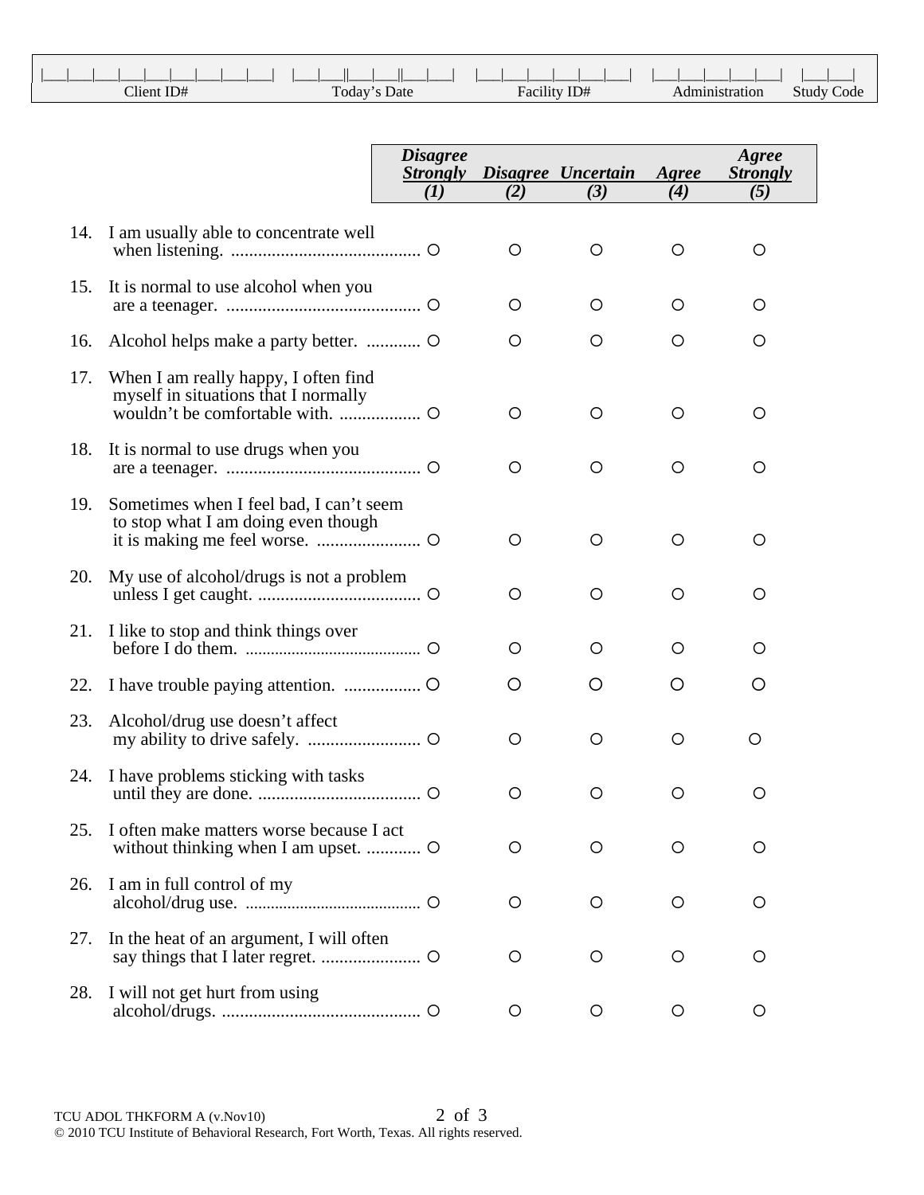| Client ID# | Today's Date | Facility ID# | Administration | Study Code |
|---|---|---|---|---|
| \|\_\_\_\|\_\_\_\|\_\_\_\|\_\_\_\|\_\_\_\|\_\_\_\|\_\_\_\|\_\_\_\|\_\_\_\| | \|\_\_\_\|\_\_\_\|\|\_\_\_\|\_\_\_\|\|\_\_\_\|\_\_\_\| | \|\_\_\_\|\_\_\_\|\_\_\_\|\_\_\_\|\_\_\_\|\_\_\_\| | \|\_\_\_\|\_\_\_\|\_\_\_\|\_\_\_\|\_\_\_\| | \|\_\_\_\|\_\_\_\| |

| | | ***Disagree Strongly*** ***(1)*** | ***Disagree*** ***(2)*** | ***Uncertain*** ***(3)*** | ***Agree*** ***(4)*** | ***Agree Strongly*** ***(5)*** |
|---|---|---|---|---|---|---|
| 14. | I am usually able to concentrate well when listening. | ○ | ○ | ○ | ○ | ○ |
| 15. | It is normal to use alcohol when you are a teenager. | ○ | ○ | ○ | ○ | ○ |
| 16. | Alcohol helps make a party better. | ○ | ○ | ○ | ○ | ○ |
| 17. | When I am really happy, I often find myself in situations that I normally wouldn't be comfortable with. | ○ | ○ | ○ | ○ | ○ |
| 18. | It is normal to use drugs when you are a teenager. | ○ | ○ | ○ | ○ | ○ |
| 19. | Sometimes when I feel bad, I can't seem to stop what I am doing even though it is making me feel worse. | ○ | ○ | ○ | ○ | ○ |
| 20. | My use of alcohol/drugs is not a problem unless I get caught. | ○ | ○ | ○ | ○ | ○ |
| 21. | I like to stop and think things over before I do them. | ○ | ○ | ○ | ○ | ○ |
| 22. | I have trouble paying attention. | ○ | ○ | ○ | ○ | ○ |
| 23. | Alcohol/drug use doesn't affect my ability to drive safely. | ○ | ○ | ○ | ○ | ○ |
| 24. | I have problems sticking with tasks until they are done. | ○ | ○ | ○ | ○ | ○ |
| 25. | I often make matters worse because I act without thinking when I am upset. | ○ | ○ | ○ | ○ | ○ |
| 26. | I am in full control of my alcohol/drug use. | ○ | ○ | ○ | ○ | ○ |
| 27. | In the heat of an argument, I will often say things that I later regret. | ○ | ○ | ○ | ○ | ○ |
| 28. | I will not get hurt from using alcohol/drugs. | ○ | ○ | ○ | ○ | ○ |

TCU ADOL THKFORM A (v.Nov10)
© 2010 TCU Institute of Behavioral Research, Fort Worth, Texas. All rights reserved.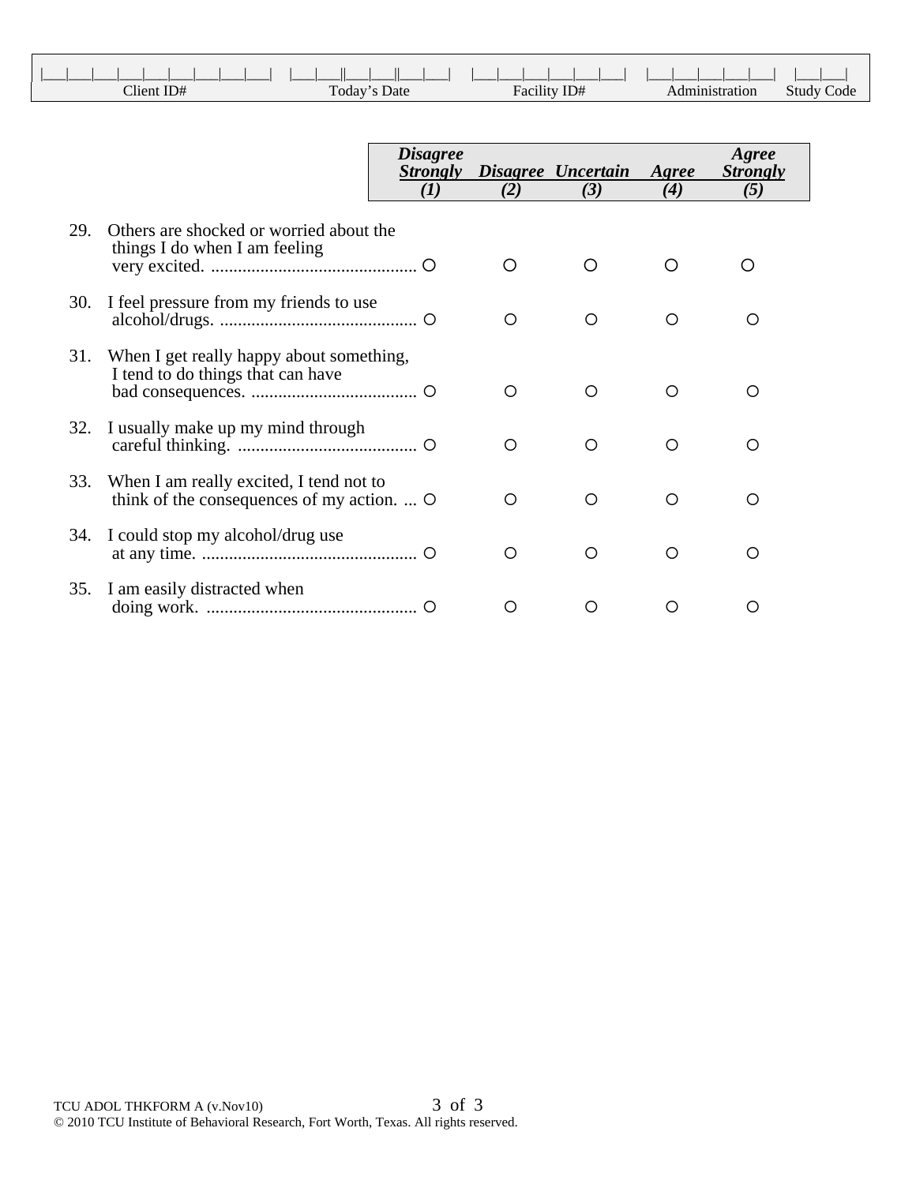| Client ID# | Today's Date | Facility ID# | Administration | Study Code |
|---|---|---|---|---|
| \|\_\_\_\|\_\_\_\|\_\_\_\|\_\_\_\|\_\_\_\|\_\_\_\|\_\_\_\|\_\_\_\|\_\_\_\| | \|\_\_\_\|\_\_\_\|\|\_\_\_\|\_\_\_\|\|\_\_\_\|\_\_\_\| | \|\_\_\_\|\_\_\_\|\_\_\_\|\_\_\_\|\_\_\_\|\_\_\_\| | \|\_\_\_\|\_\_\_\|\_\_\_\|\_\_\_\|\_\_\_\| | \|\_\_\_\|\_\_\_\| |

| | ***Disagree Strongly (1)*** | ***Disagree (2)*** | ***Uncertain (3)*** | ***Agree (4)*** | ***Agree Strongly (5)*** |
|---|---|---|---|---|---|
| 29. Others are shocked or worried about the things I do when I am feeling very excited. | ○ | ○ | ○ | ○ | ○ |
| 30. I feel pressure from my friends to use alcohol/drugs. | ○ | ○ | ○ | ○ | ○ |
| 31. When I get really happy about something, I tend to do things that can have bad consequences. | ○ | ○ | ○ | ○ | ○ |
| 32. I usually make up my mind through careful thinking. | ○ | ○ | ○ | ○ | ○ |
| 33. When I am really excited, I tend not to think of the consequences of my action. | ○ | ○ | ○ | ○ | ○ |
| 34. I could stop my alcohol/drug use at any time. | ○ | ○ | ○ | ○ | ○ |
| 35. I am easily distracted when doing work. | ○ | ○ | ○ | ○ | ○ |

TCU ADOL THKFORM A (v.Nov10)

© 2010 TCU Institute of Behavioral Research, Fort Worth, Texas. All rights reserved.